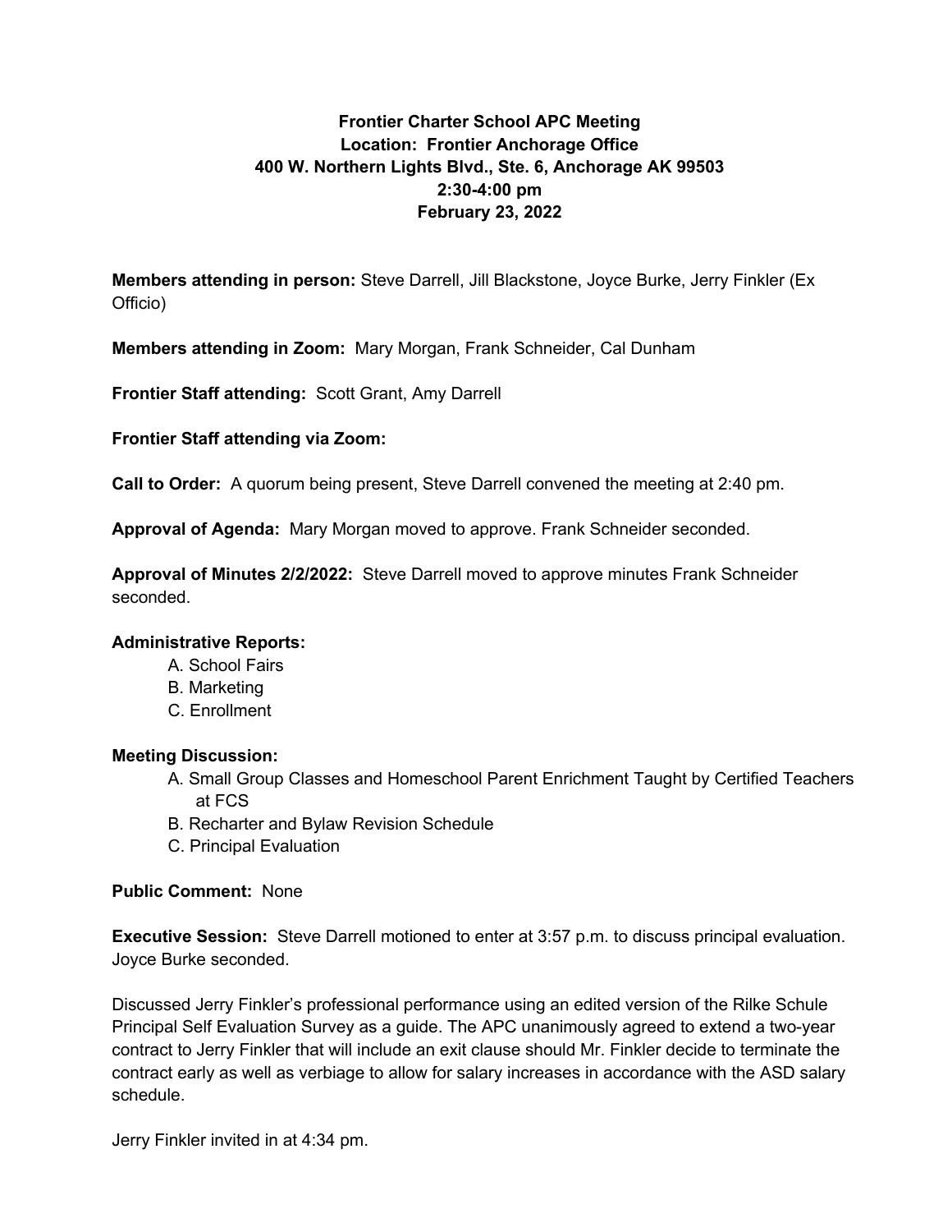**Frontier Charter School APC Meeting**
**Location: Frontier Anchorage Office**
**400 W. Northern Lights Blvd., Ste. 6, Anchorage AK 99503**
**2:30-4:00 pm**
**February 23, 2022**

**Members attending in person:** Steve Darrell, Jill Blackstone, Joyce Burke, Jerry Finkler (Ex Officio)

**Members attending in Zoom:** Mary Morgan, Frank Schneider, Cal Dunham

**Frontier Staff attending:** Scott Grant, Amy Darrell

**Frontier Staff attending via Zoom:**

**Call to Order:** A quorum being present, Steve Darrell convened the meeting at 2:40 pm.

**Approval of Agenda:** Mary Morgan moved to approve. Frank Schneider seconded.

**Approval of Minutes 2/2/2022:** Steve Darrell moved to approve minutes Frank Schneider seconded.

**Administrative Reports:**

A. School Fairs
B. Marketing
C. Enrollment

**Meeting Discussion:**

A. Small Group Classes and Homeschool Parent Enrichment Taught by Certified Teachers at FCS
B. Recharter and Bylaw Revision Schedule
C. Principal Evaluation

**Public Comment:** None

**Executive Session:** Steve Darrell motioned to enter at 3:57 p.m. to discuss principal evaluation. Joyce Burke seconded.

Discussed Jerry Finkler's professional performance using an edited version of the Rilke Schule Principal Self Evaluation Survey as a guide. The APC unanimously agreed to extend a two-year contract to Jerry Finkler that will include an exit clause should Mr. Finkler decide to terminate the contract early as well as verbiage to allow for salary increases in accordance with the ASD salary schedule.

Jerry Finkler invited in at 4:34 pm.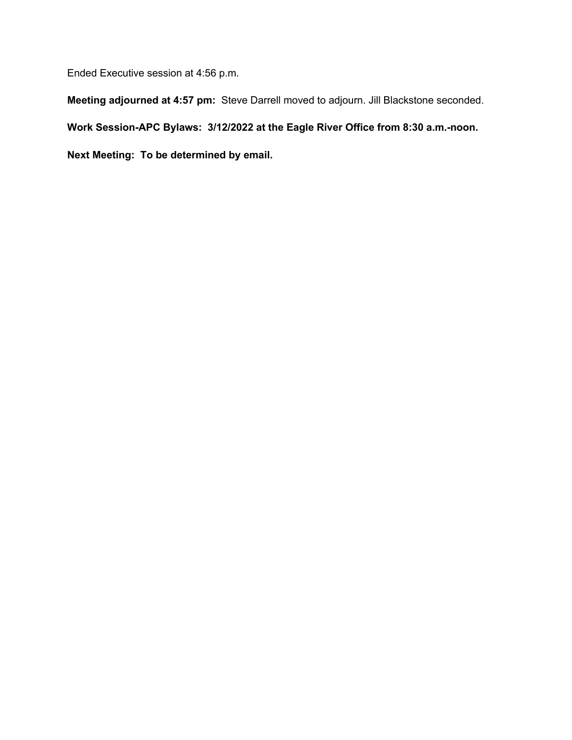Ended Executive session at 4:56 p.m.

**Meeting adjourned at 4:57 pm:** Steve Darrell moved to adjourn. Jill Blackstone seconded.

**Work Session-APC Bylaws: 3/12/2022 at the Eagle River Office from 8:30 a.m.-noon.**

**Next Meeting: To be determined by email.**